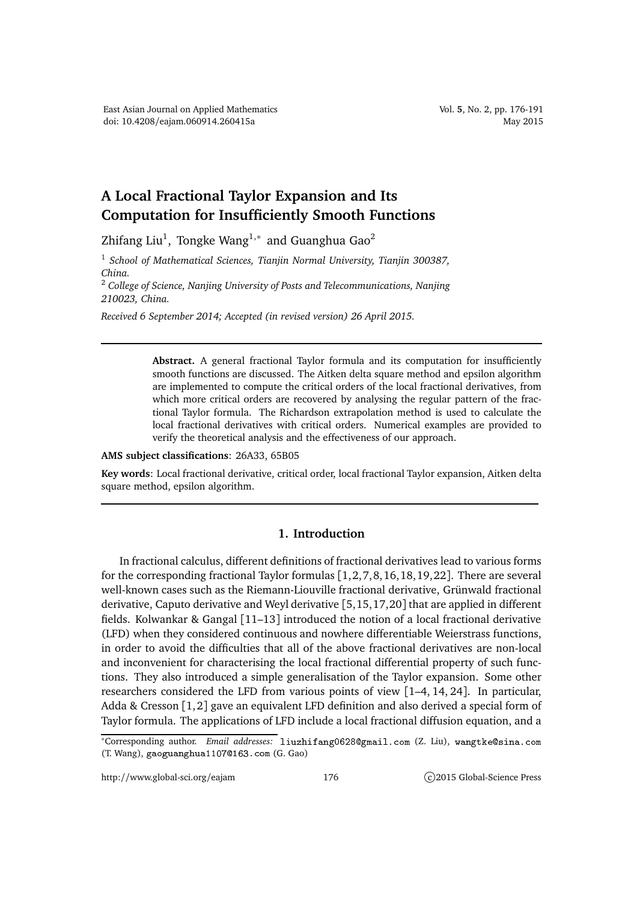# A Local Fractional Taylor Expansion and Its Computation for Insufficiently Smooth Functions

Zhifang Liu[1], Tongke Wang[1,*] and Guanghua Gao[2]

[1] *School of Mathematical Sciences, Tianjin Normal University, Tianjin 300387, China.*

[2] *College of Science, Nanjing University of Posts and Telecommunications, Nanjing 210023, China.*

*Received 6 September 2014; Accepted (in revised version) 26 April 2015.*

---

**Abstract.** A general fractional Taylor formula and its computation for insufficiently smooth functions are discussed. The Aitken delta square method and epsilon algorithm are implemented to compute the critical orders of the local fractional derivatives, from which more critical orders are recovered by analysing the regular pattern of the fractional Taylor formula. The Richardson extrapolation method is used to calculate the local fractional derivatives with critical orders. Numerical examples are provided to verify the theoretical analysis and the effectiveness of our approach.

**AMS subject classifications**: 26A33, 65B05

**Key words**: Local fractional derivative, critical order, local fractional Taylor expansion, Aitken delta square method, epsilon algorithm.

---

## 1. Introduction

In fractional calculus, different definitions of fractional derivatives lead to various forms for the corresponding fractional Taylor formulas [1,2,7,8,16,18,19,22]. There are several well-known cases such as the Riemann-Liouville fractional derivative, Grünwald fractional derivative, Caputo derivative and Weyl derivative [5,15,17,20] that are applied in different fields. Kolwankar & Gangal [11–13] introduced the notion of a local fractional derivative (LFD) when they considered continuous and nowhere differentiable Weierstrass functions, in order to avoid the difficulties that all of the above fractional derivatives are non-local and inconvenient for characterising the local fractional differential property of such functions. They also introduced a simple generalisation of the Taylor expansion. Some other researchers considered the LFD from various points of view [1–4, 14, 24]. In particular, Adda & Cresson [1,2] gave an equivalent LFD definition and also derived a special form of Taylor formula. The applications of LFD include a local fractional diffusion equation, and a

*Corresponding author. *Email addresses:* liuzhifang0628@gmail.com (Z. Liu), wangtke@sina.com (T. Wang), gaoguanghua1107@163.com (G. Gao)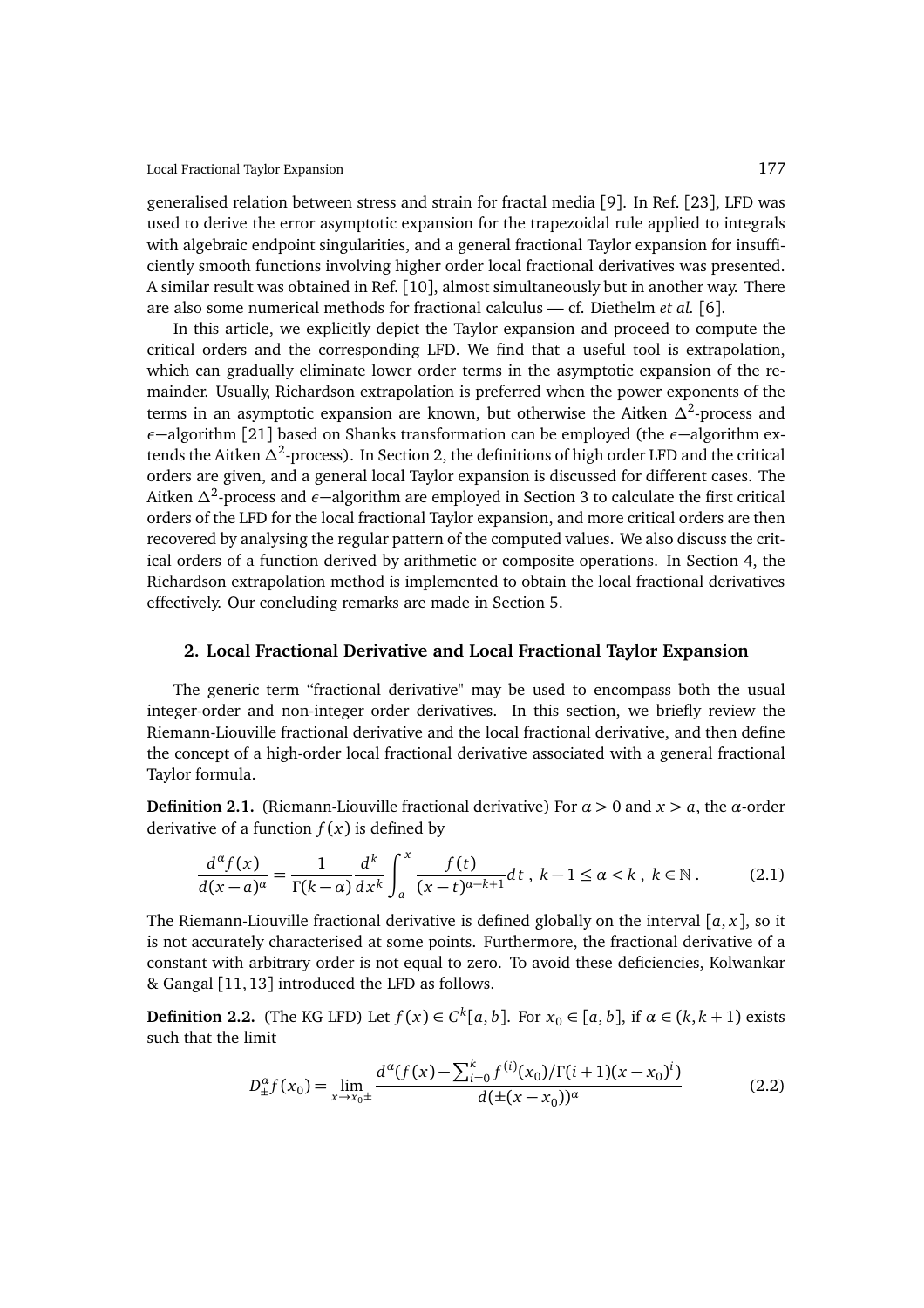generalised relation between stress and strain for fractal media [9]. In Ref. [23], LFD was used to derive the error asymptotic expansion for the trapezoidal rule applied to integrals with algebraic endpoint singularities, and a general fractional Taylor expansion for insufficiently smooth functions involving higher order local fractional derivatives was presented. A similar result was obtained in Ref. [10], almost simultaneously but in another way. There are also some numerical methods for fractional calculus — cf. Diethelm *et al.* [6].

In this article, we explicitly depict the Taylor expansion and proceed to compute the critical orders and the corresponding LFD. We find that a useful tool is extrapolation, which can gradually eliminate lower order terms in the asymptotic expansion of the remainder. Usually, Richardson extrapolation is preferred when the power exponents of the terms in an asymptotic expansion are known, but otherwise the Aitken $\Delta^2$-process and $\epsilon$−algorithm [21] based on Shanks transformation can be employed (the $\epsilon$−algorithm extends the Aitken $\Delta^2$-process). In Section 2, the definitions of high order LFD and the critical orders are given, and a general local Taylor expansion is discussed for different cases. The Aitken $\Delta^2$-process and $\epsilon$−algorithm are employed in Section 3 to calculate the first critical orders of the LFD for the local fractional Taylor expansion, and more critical orders are then recovered by analysing the regular pattern of the computed values. We also discuss the critical orders of a function derived by arithmetic or composite operations. In Section 4, the Richardson extrapolation method is implemented to obtain the local fractional derivatives effectively. Our concluding remarks are made in Section 5.

## 2. Local Fractional Derivative and Local Fractional Taylor Expansion

The generic term "fractional derivative" may be used to encompass both the usual integer-order and non-integer order derivatives. In this section, we briefly review the Riemann-Liouville fractional derivative and the local fractional derivative, and then define the concept of a high-order local fractional derivative associated with a general fractional Taylor formula.

**Definition 2.1.** (Riemann-Liouville fractional derivative) For $\alpha > 0$ and $x > a$, the $\alpha$-order derivative of a function $f(x)$ is defined by

$$\frac{d^{\alpha} f(x)}{d(x-a)^{\alpha}} = \frac{1}{\Gamma(k-\alpha)} \frac{d^k}{dx^k} \int_a^x \frac{f(t)}{(x-t)^{\alpha-k+1}} dt \ , \ k-1 \leq \alpha < k \ , \ k \in \mathbb{N} \, . \tag{2.1}$$

The Riemann-Liouville fractional derivative is defined globally on the interval $[a, x]$, so it is not accurately characterised at some points. Furthermore, the fractional derivative of a constant with arbitrary order is not equal to zero. To avoid these deficiencies, Kolwankar & Gangal [11, 13] introduced the LFD as follows.

**Definition 2.2.** (The KG LFD) Let $f(x) \in C^k[a, b]$. For $x_0 \in [a, b]$, if $\alpha \in (k, k+1)$ exists such that the limit

$$D_{\pm}^{\alpha} f(x_0) = \lim_{x \to x_0 \pm} \frac{d^{\alpha}\left(f(x) - \sum_{i=0}^{k} f^{(i)}(x_0)/\Gamma(i+1)(x-x_0)^i\right)}{d(\pm(x-x_0))^{\alpha}} \tag{2.2}$$